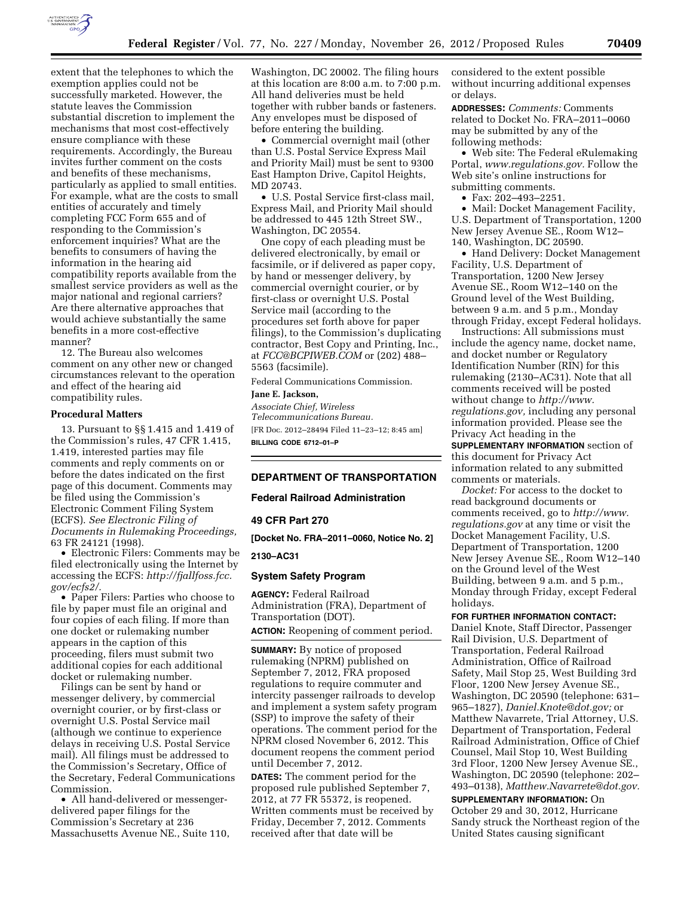extent that the telephones to which the exemption applies could not be successfully marketed. However, the statute leaves the Commission substantial discretion to implement the mechanisms that most cost-effectively ensure compliance with these requirements. Accordingly, the Bureau invites further comment on the costs and benefits of these mechanisms, particularly as applied to small entities. For example, what are the costs to small entities of accurately and timely completing FCC Form 655 and of responding to the Commission's enforcement inquiries? What are the benefits to consumers of having the information in the hearing aid compatibility reports available from the smallest service providers as well as the major national and regional carriers? Are there alternative approaches that would achieve substantially the same benefits in a more cost-effective manner?

12. The Bureau also welcomes comment on any other new or changed circumstances relevant to the operation and effect of the hearing aid compatibility rules.

### Procedural Matters

13. Pursuant to §§ 1.415 and 1.419 of the Commission's rules, 47 CFR 1.415, 1.419, interested parties may file comments and reply comments on or before the dates indicated on the first page of this document. Comments may be filed using the Commission's Electronic Comment Filing System (ECFS). *See Electronic Filing of Documents in Rulemaking Proceedings,* 63 FR 24121 (1998).

- Electronic Filers: Comments may be filed electronically using the Internet by accessing the ECFS: *http://fjallfoss.fcc.gov/ecfs2/.*
- Paper Filers: Parties who choose to file by paper must file an original and four copies of each filing. If more than one docket or rulemaking number appears in the caption of this proceeding, filers must submit two additional copies for each additional docket or rulemaking number.

Filings can be sent by hand or messenger delivery, by commercial overnight courier, or by first-class or overnight U.S. Postal Service mail (although we continue to experience delays in receiving U.S. Postal Service mail). All filings must be addressed to the Commission's Secretary, Office of the Secretary, Federal Communications Commission.

- All hand-delivered or messenger-delivered paper filings for the Commission's Secretary at 236 Massachusetts Avenue NE., Suite 110, Washington, DC 20002. The filing hours at this location are 8:00 a.m. to 7:00 p.m. All hand deliveries must be held together with rubber bands or fasteners. Any envelopes must be disposed of before entering the building.
- Commercial overnight mail (other than U.S. Postal Service Express Mail and Priority Mail) must be sent to 9300 East Hampton Drive, Capitol Heights, MD 20743.
- U.S. Postal Service first-class mail, Express Mail, and Priority Mail should be addressed to 445 12th Street SW., Washington, DC 20554.

One copy of each pleading must be delivered electronically, by email or facsimile, or if delivered as paper copy, by hand or messenger delivery, by commercial overnight courier, or by first-class or overnight U.S. Postal Service mail (according to the procedures set forth above for paper filings), to the Commission's duplicating contractor, Best Copy and Printing, Inc., at *FCC@BCPIWEB.COM* or (202) 488–5563 (facsimile).

Federal Communications Commission.

**Jane E. Jackson,**

*Associate Chief, Wireless Telecommunications Bureau.*

[FR Doc. 2012–28494 Filed 11–23–12; 8:45 am]

**BILLING CODE 6712–01–P**

---

## DEPARTMENT OF TRANSPORTATION

### Federal Railroad Administration

### 49 CFR Part 270

**[Docket No. FRA–2011–0060, Notice No. 2]**

**2130–AC31**

### System Safety Program

**AGENCY:** Federal Railroad Administration (FRA), Department of Transportation (DOT).

**ACTION:** Reopening of comment period.

**SUMMARY:** By notice of proposed rulemaking (NPRM) published on September 7, 2012, FRA proposed regulations to require commuter and intercity passenger railroads to develop and implement a system safety program (SSP) to improve the safety of their operations. The comment period for the NPRM closed November 6, 2012. This document reopens the comment period until December 7, 2012.

**DATES:** The comment period for the proposed rule published September 7, 2012, at 77 FR 55372, is reopened. Written comments must be received by Friday, December 7, 2012. Comments received after that date will be considered to the extent possible without incurring additional expenses or delays.

**ADDRESSES:** *Comments:* Comments related to Docket No. FRA–2011–0060 may be submitted by any of the following methods:

- Web site: The Federal eRulemaking Portal, *www.regulations.gov.* Follow the Web site's online instructions for submitting comments.
- Fax: 202–493–2251.
- Mail: Docket Management Facility, U.S. Department of Transportation, 1200 New Jersey Avenue SE., Room W12–140, Washington, DC 20590.
- Hand Delivery: Docket Management Facility, U.S. Department of Transportation, 1200 New Jersey Avenue SE., Room W12–140 on the Ground level of the West Building, between 9 a.m. and 5 p.m., Monday through Friday, except Federal holidays.

Instructions: All submissions must include the agency name, docket name, and docket number or Regulatory Identification Number (RIN) for this rulemaking (2130–AC31). Note that all comments received will be posted without change to *http://www.regulations.gov,* including any personal information provided. Please see the Privacy Act heading in the **SUPPLEMENTARY INFORMATION** section of this document for Privacy Act information related to any submitted comments or materials.

*Docket:* For access to the docket to read background documents or comments received, go to *http://www.regulations.gov* at any time or visit the Docket Management Facility, U.S. Department of Transportation, 1200 New Jersey Avenue SE., Room W12–140 on the Ground level of the West Building, between 9 a.m. and 5 p.m., Monday through Friday, except Federal holidays.

**FOR FURTHER INFORMATION CONTACT:** Daniel Knote, Staff Director, Passenger Rail Division, U.S. Department of Transportation, Federal Railroad Administration, Office of Railroad Safety, Mail Stop 25, West Building 3rd Floor, 1200 New Jersey Avenue SE., Washington, DC 20590 (telephone: 631–965–1827), *Daniel.Knote@dot.gov;* or Matthew Navarrete, Trial Attorney, U.S. Department of Transportation, Federal Railroad Administration, Office of Chief Counsel, Mail Stop 10, West Building 3rd Floor, 1200 New Jersey Avenue SE., Washington, DC 20590 (telephone: 202–493–0138), *Matthew.Navarrete@dot.gov.*

**SUPPLEMENTARY INFORMATION:** On October 29 and 30, 2012, Hurricane Sandy struck the Northeast region of the United States causing significant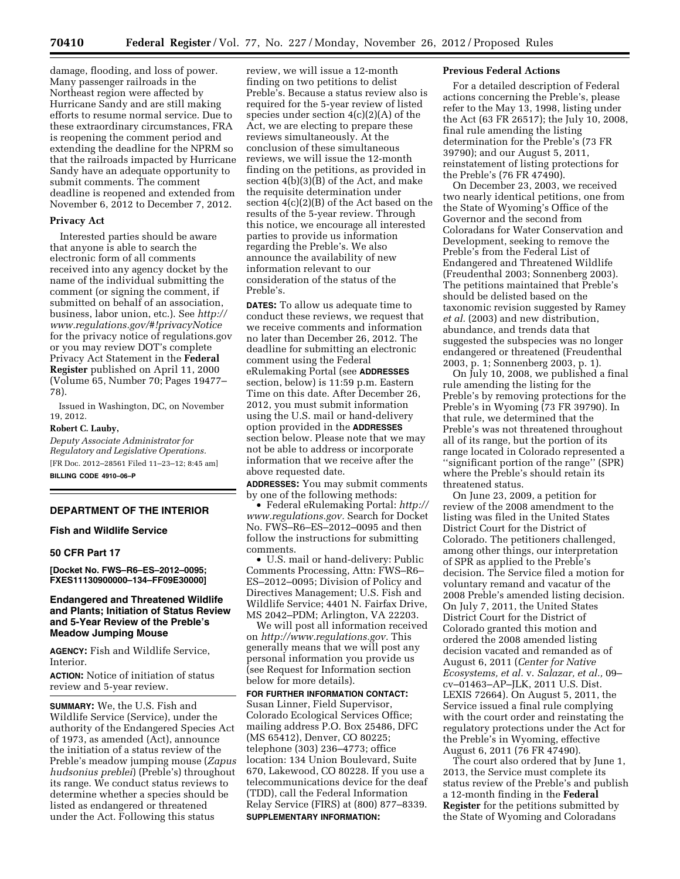damage, flooding, and loss of power. Many passenger railroads in the Northeast region were affected by Hurricane Sandy and are still making efforts to resume normal service. Due to these extraordinary circumstances, FRA is reopening the comment period and extending the deadline for the NPRM so that the railroads impacted by Hurricane Sandy have an adequate opportunity to submit comments. The comment deadline is reopened and extended from November 6, 2012 to December 7, 2012.

### Privacy Act

Interested parties should be aware that anyone is able to search the electronic form of all comments received into any agency docket by the name of the individual submitting the comment (or signing the comment, if submitted on behalf of an association, business, labor union, etc.). See *http://www.regulations.gov/#!privacyNotice* for the privacy notice of regulations.gov or you may review DOT's complete Privacy Act Statement in the **Federal Register** published on April 11, 2000 (Volume 65, Number 70; Pages 19477–78).

Issued in Washington, DC, on November 19, 2012.

**Robert C. Lauby,**

*Deputy Associate Administrator for Regulatory and Legislative Operations.*

[FR Doc. 2012–28561 Filed 11–23–12; 8:45 am]

**BILLING CODE 4910–06–P**

## DEPARTMENT OF THE INTERIOR

### Fish and Wildlife Service

### 50 CFR Part 17

**[Docket No. FWS–R6–ES–2012–0095; FXES11130900000–134–FF09E30000]**

### Endangered and Threatened Wildlife and Plants; Initiation of Status Review and 5-Year Review of the Preble's Meadow Jumping Mouse

**AGENCY:** Fish and Wildlife Service, Interior.

**ACTION:** Notice of initiation of status review and 5-year review.

**SUMMARY:** We, the U.S. Fish and Wildlife Service (Service), under the authority of the Endangered Species Act of 1973, as amended (Act), announce the initiation of a status review of the Preble's meadow jumping mouse (*Zapus hudsonius preblei*) (Preble's) throughout its range. We conduct status reviews to determine whether a species should be listed as endangered or threatened under the Act. Following this status review, we will issue a 12-month finding on two petitions to delist Preble's. Because a status review also is required for the 5-year review of listed species under section 4(c)(2)(A) of the Act, we are electing to prepare these reviews simultaneously. At the conclusion of these simultaneous reviews, we will issue the 12-month finding on the petitions, as provided in section 4(b)(3)(B) of the Act, and make the requisite determination under section 4(c)(2)(B) of the Act based on the results of the 5-year review. Through this notice, we encourage all interested parties to provide us information regarding the Preble's. We also announce the availability of new information relevant to our consideration of the status of the Preble's.

**DATES:** To allow us adequate time to conduct these reviews, we request that we receive comments and information no later than December 26, 2012. The deadline for submitting an electronic comment using the Federal eRulemaking Portal (see **ADDRESSES** section, below) is 11:59 p.m. Eastern Time on this date. After December 26, 2012, you must submit information using the U.S. mail or hand-delivery option provided in the **ADDRESSES** section below. Please note that we may not be able to address or incorporate information that we receive after the above requested date.

**ADDRESSES:** You may submit comments by one of the following methods:

- Federal eRulemaking Portal: *http://www.regulations.gov.* Search for Docket No. FWS–R6–ES–2012–0095 and then follow the instructions for submitting comments.
- U.S. mail or hand-delivery: Public Comments Processing, Attn: FWS–R6–ES–2012–0095; Division of Policy and Directives Management; U.S. Fish and Wildlife Service; 4401 N. Fairfax Drive, MS 2042–PDM; Arlington, VA 22203.

We will post all information received on *http://www.regulations.gov.* This generally means that we will post any personal information you provide us (see Request for Information section below for more details).

**FOR FURTHER INFORMATION CONTACT:** Susan Linner, Field Supervisor, Colorado Ecological Services Office; mailing address P.O. Box 25486, DFC (MS 65412), Denver, CO 80225; telephone (303) 236–4773; office location: 134 Union Boulevard, Suite 670, Lakewood, CO 80228. If you use a telecommunications device for the deaf (TDD), call the Federal Information Relay Service (FIRS) at (800) 877–8339.

**SUPPLEMENTARY INFORMATION:**

### Previous Federal Actions

For a detailed description of Federal actions concerning the Preble's, please refer to the May 13, 1998, listing under the Act (63 FR 26517); the July 10, 2008, final rule amending the listing determination for the Preble's (73 FR 39790); and our August 5, 2011, reinstatement of listing protections for the Preble's (76 FR 47490).

On December 23, 2003, we received two nearly identical petitions, one from the State of Wyoming's Office of the Governor and the second from Coloradans for Water Conservation and Development, seeking to remove the Preble's from the Federal List of Endangered and Threatened Wildlife (Freudenthal 2003; Sonnenberg 2003). The petitions maintained that Preble's should be delisted based on the taxonomic revision suggested by Ramey *et al.* (2003) and new distribution, abundance, and trends data that suggested the subspecies was no longer endangered or threatened (Freudenthal 2003, p. 1; Sonnenberg 2003, p. 1).

On July 10, 2008, we published a final rule amending the listing for the Preble's by removing protections for the Preble's in Wyoming (73 FR 39790). In that rule, we determined that the Preble's was not threatened throughout all of its range, but the portion of its range located in Colorado represented a ''significant portion of the range'' (SPR) where the Preble's should retain its threatened status.

On June 23, 2009, a petition for review of the 2008 amendment to the listing was filed in the United States District Court for the District of Colorado. The petitioners challenged, among other things, our interpretation of SPR as applied to the Preble's decision. The Service filed a motion for voluntary remand and vacatur of the 2008 Preble's amended listing decision. On July 7, 2011, the United States District Court for the District of Colorado granted this motion and ordered the 2008 amended listing decision vacated and remanded as of August 6, 2011 (*Center for Native Ecosystems, et al.* v. *Salazar, et al.,* 09–cv–01463–AP–JLK, 2011 U.S. Dist. LEXIS 72664). On August 5, 2011, the Service issued a final rule complying with the court order and reinstating the regulatory protections under the Act for the Preble's in Wyoming, effective August 6, 2011 (76 FR 47490).

The court also ordered that by June 1, 2013, the Service must complete its status review of the Preble's and publish a 12-month finding in the **Federal Register** for the petitions submitted by the State of Wyoming and Coloradans